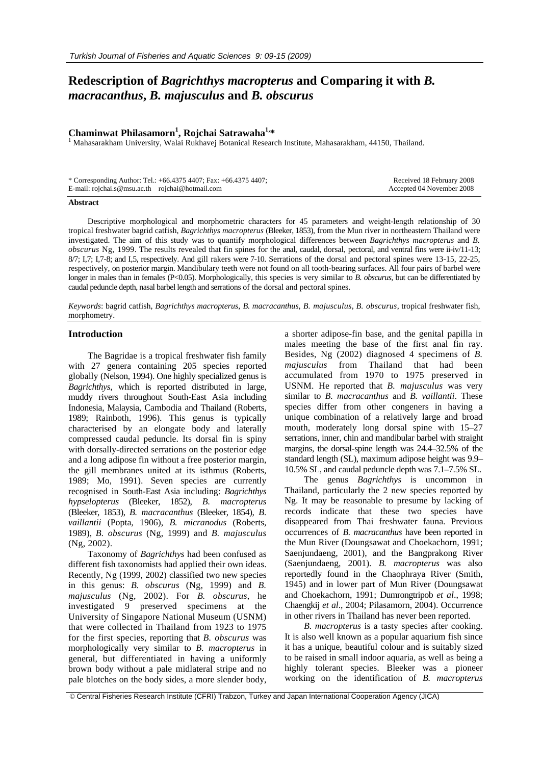# Redescription of *Bagrichthys macropterus* and Comparing it with *B. macracanthus*, *B. majusculus* and *B. obscurus*

## Chaminwat Philasamorn[1], Rojchai Satrawaha[1,*]

[1] Mahasarakham University, Walai Rukhavej Botanical Research Institute, Mahasarakham, 44150, Thailand.

\* Corresponding Author: Tel.: +66.4375 4407; Fax: +66.4375 4407;
E-mail: rojchai.s@msu.ac.th rojchai@hotmail.com

Received 18 February 2008
Accepted 04 November 2008

### Abstract

Descriptive morphological and morphometric characters for 45 parameters and weight-length relationship of 30 tropical freshwater bagrid catfish, *Bagrichthys macropterus* (Bleeker, 1853), from the Mun river in northeastern Thailand were investigated. The aim of this study was to quantify morphological differences between *Bagrichthys macropterus* and *B. obscurus* Ng, 1999. The results revealed that fin spines for the anal, caudal, dorsal, pectoral, and ventral fins were ii-iv/11-13; 8/7; I,7; I,7-8; and I,5, respectively. And gill rakers were 7-10. Serrations of the dorsal and pectoral spines were 13-15, 22-25, respectively, on posterior margin. Mandibulary teeth were not found on all tooth-bearing surfaces. All four pairs of barbel were longer in males than in females ($P<0.05$). Morphologically, this species is very similar to *B. obscurus*, but can be differentiated by caudal peduncle depth, nasal barbel length and serrations of the dorsal and pectoral spines.

*Keywords*: bagrid catfish, *Bagrichthys macropterus*, *B. macracanthus*, *B. majusculus*, *B. obscurus*, tropical freshwater fish, morphometry.

## Introduction

The Bagridae is a tropical freshwater fish family with 27 genera containing 205 species reported globally (Nelson, 1994). One highly specialized genus is *Bagrichthys*, which is reported distributed in large, muddy rivers throughout South-East Asia including Indonesia, Malaysia, Cambodia and Thailand (Roberts, 1989; Rainboth, 1996). This genus is typically characterised by an elongate body and laterally compressed caudal peduncle. Its dorsal fin is spiny with dorsally-directed serrations on the posterior edge and a long adipose fin without a free posterior margin, the gill membranes united at its isthmus (Roberts, 1989; Mo, 1991). Seven species are currently recognised in South-East Asia including: *Bagrichthys hypselopterus* (Bleeker, 1852), *B. macropterus* (Bleeker, 1853), *B. macracanthus* (Bleeker, 1854), *B. vaillantii* (Popta, 1906), *B. micranodus* (Roberts, 1989), *B. obscurus* (Ng, 1999) and *B. majusculus* (Ng, 2002).

Taxonomy of *Bagrichthys* had been confused as different fish taxonomists had applied their own ideas. Recently, Ng (1999, 2002) classified two new species in this genus: *B. obscurus* (Ng, 1999) and *B. majusculus* (Ng, 2002). For *B. obscurus*, he investigated 9 preserved specimens at the University of Singapore National Museum (USNM) that were collected in Thailand from 1923 to 1975 for the first species, reporting that *B. obscurus* was morphologically very similar to *B. macropterus* in general, but differentiated in having a uniformly brown body without a pale midlateral stripe and no pale blotches on the body sides, a more slender body, a shorter adipose-fin base, and the genital papilla in males meeting the base of the first anal fin ray. Besides, Ng (2002) diagnosed 4 specimens of *B. majusculus* from Thailand that had been accumulated from 1970 to 1975 preserved in USNM. He reported that *B. majusculus* was very similar to *B. macracanthus* and *B. vaillantii*. These species differ from other congeners in having a unique combination of a relatively large and broad mouth, moderately long dorsal spine with 15–27 serrations, inner, chin and mandibular barbel with straight margins, the dorsal-spine length was 24.4–32.5% of the standard length (SL), maximum adipose height was 9.9–10.5% SL, and caudal peduncle depth was 7.1–7.5% SL.

The genus *Bagrichthys* is uncommon in Thailand, particularly the 2 new species reported by Ng. It may be reasonable to presume by lacking of records indicate that these two species have disappeared from Thai freshwater fauna. Previous occurrences of *B. macracanthus* have been reported in the Mun River (Doungsawat and Choekachorn, 1991; Saenjundaeng, 2001), and the Bangprakong River (Saenjundaeng, 2001). *B. macropterus* was also reportedly found in the Chaophraya River (Smith, 1945) and in lower part of Mun River (Doungsawat and Choekachorn, 1991; Dumrongtripob *et al*., 1998; Chaengkij *et al*., 2004; Pilasamorn, 2004). Occurrence in other rivers in Thailand has never been reported.

*B. macropterus* is a tasty species after cooking. It is also well known as a popular aquarium fish since it has a unique, beautiful colour and is suitably sized to be raised in small indoor aquaria, as well as being a highly tolerant species. Bleeker was a pioneer working on the identification of *B. macropterus*

© Central Fisheries Research Institute (CFRI) Trabzon, Turkey and Japan International Cooperation Agency (JICA)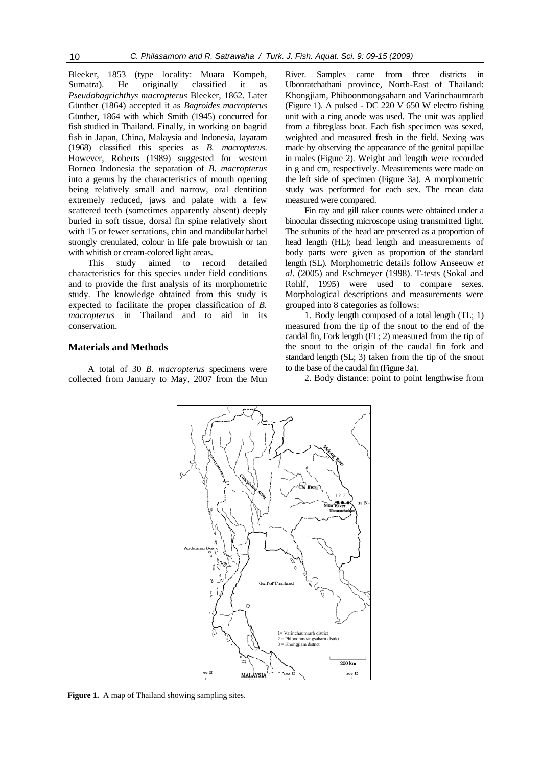Bleeker, 1853 (type locality: Muara Kompeh, Sumatra). He originally classified it as *Pseudobagrichthys macropterus* Bleeker, 1862. Later Günther (1864) accepted it as *Bagroides macropterus* Günther, 1864 with which Smith (1945) concurred for fish studied in Thailand. Finally, in working on bagrid fish in Japan, China, Malaysia and Indonesia, Jayaram (1968) classified this species as *B. macropterus*. However, Roberts (1989) suggested for western Borneo Indonesia the separation of *B. macropterus* into a genus by the characteristics of mouth opening being relatively small and narrow, oral dentition extremely reduced, jaws and palate with a few scattered teeth (sometimes apparently absent) deeply buried in soft tissue, dorsal fin spine relatively short with 15 or fewer serrations, chin and mandibular barbel strongly crenulated, colour in life pale brownish or tan with whitish or cream-colored light areas.

This study aimed to record detailed characteristics for this species under field conditions and to provide the first analysis of its morphometric study. The knowledge obtained from this study is expected to facilitate the proper classification of *B. macropterus* in Thailand and to aid in its conservation.

## Materials and Methods

A total of 30 *B. macropterus* specimens were collected from January to May, 2007 from the Mun River. Samples came from three districts in Ubonratchathani province, North-East of Thailand: Khongjiam, Phiboonmongsaharn and Varinchaumrarb (Figure 1). A pulsed - DC 220 V 650 W electro fishing unit with a ring anode was used. The unit was applied from a fibreglass boat. Each fish specimen was sexed, weighted and measured fresh in the field. Sexing was made by observing the appearance of the genital papillae in males (Figure 2). Weight and length were recorded in g and cm, respectively. Measurements were made on the left side of specimen (Figure 3a). A morphometric study was performed for each sex. The mean data measured were compared.

Fin ray and gill raker counts were obtained under a binocular dissecting microscope using transmitted light. The subunits of the head are presented as a proportion of head length (HL); head length and measurements of body parts were given as proportion of the standard length (SL). Morphometric details follow Anseeuw *et al*. (2005) and Eschmeyer (1998). T-tests (Sokal and Rohlf, 1995) were used to compare sexes. Morphological descriptions and measurements were grouped into 8 categories as follows:

1. Body length composed of a total length (TL; 1) measured from the tip of the snout to the end of the caudal fin, Fork length (FL; 2) measured from the tip of the snout to the origin of the caudal fin fork and standard length (SL; 3) taken from the tip of the snout to the base of the caudal fin (Figure 3a).

2. Body distance: point to point lengthwise from

**Figure 1.** A map of Thailand showing sampling sites.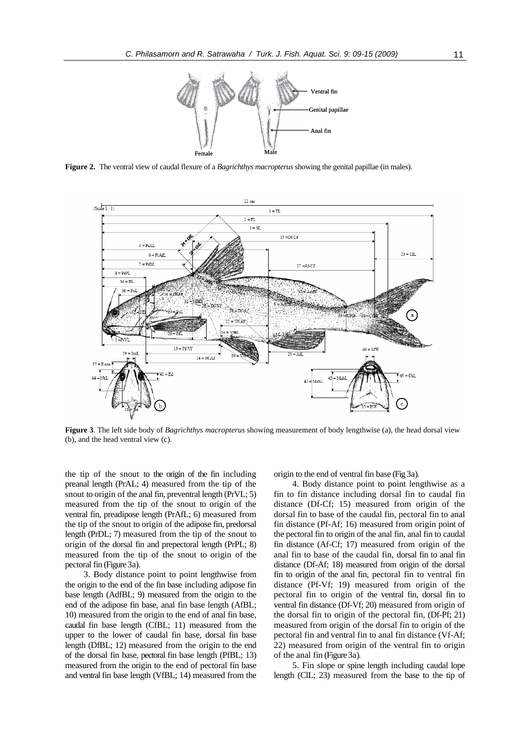**Figure 2.** The ventral view of caudal flexure of a *Bagrichthys macropterus* showing the genital papillae (in males).

**Figure 3**. The left side body of *Bagrichthys macropterus* showing measurement of body lengthwise (a), the head dorsal view (b), and the head ventral view (c).

the tip of the snout to the origin of the fin including preanal length (PrAL; 4) measured from the tip of the snout to origin of the anal fin, preventral length (PrVL; 5) measured from the tip of the snout to origin of the ventral fin, preadipose length (PrAfL; 6) measured from the tip of the snout to origin of the adipose fin, predorsal length (PrDL; 7) measured from the tip of the snout to origin of the dorsal fin and prepectoral length (PrPL; 8) measured from the tip of the snout to origin of the pectoral fin (Figure 3a).

3. Body distance point to point lengthwise from the origin to the end of the fin base including adipose fin base length (AdfBL; 9) measured from the origin to the end of the adipose fin base, anal fin base length (AfBL; 10) measured from the origin to the end of anal fin base, caudal fin base length (CfBL; 11) measured from the upper to the lower of caudal fin base, dorsal fin base length (DfBL; 12) measured from the origin to the end of the dorsal fin base, pectoral fin base length (PfBL; 13) measured from the origin to the end of pectoral fin base and ventral fin base length (VfBL; 14) measured from the origin to the end of ventral fin base (Fig 3a).

4. Body distance point to point lengthwise as a fin to fin distance including dorsal fin to caudal fin distance (Df-Cf; 15) measured from origin of the dorsal fin to base of the caudal fin, pectoral fin to anal fin distance (Pf-Af; 16) measured from origin point of the pectoral fin to origin of the anal fin, anal fin to caudal fin distance (Af-Cf; 17) measured from origin of the anal fin to base of the caudal fin, dorsal fin to anal fin distance (Df-Af; 18) measured from origin of the dorsal fin to origin of the anal fin, pectoral fin to ventral fin distance (Pf-Vf; 19) measured from origin of the pectoral fin to origin of the ventral fin, dorsal fin to ventral fin distance (Df-Vf; 20) measured from origin of the dorsal fin to origin of the pectoral fin, (Df-Pf; 21) measured from origin of the dorsal fin to origin of the pectoral fin and ventral fin to anal fin distance (Vf-Af; 22) measured from origin of the ventral fin to origin of the anal fin (Figure 3a).

5. Fin slope or spine length including caudal lope length (ClL; 23) measured from the base to the tip of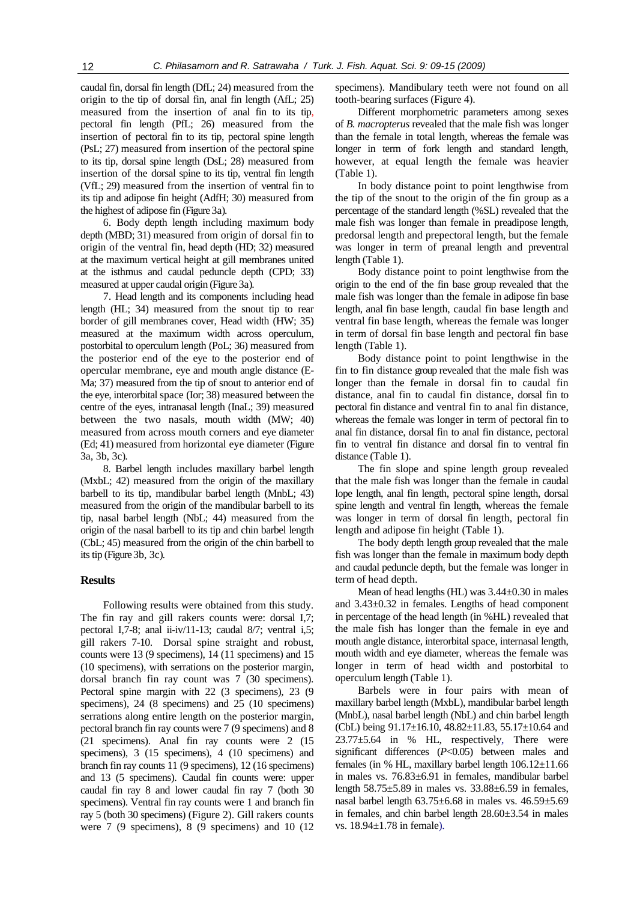caudal fin, dorsal fin length (DfL; 24) measured from the origin to the tip of dorsal fin, anal fin length (AfL; 25) measured from the insertion of anal fin to its tip, pectoral fin length (PfL; 26) measured from the insertion of pectoral fin to its tip, pectoral spine length (PsL; 27) measured from insertion of the pectoral spine to its tip, dorsal spine length (DsL; 28) measured from insertion of the dorsal spine to its tip, ventral fin length (VfL; 29) measured from the insertion of ventral fin to its tip and adipose fin height (AdfH; 30) measured from the highest of adipose fin (Figure 3a).

6. Body depth length including maximum body depth (MBD; 31) measured from origin of dorsal fin to origin of the ventral fin, head depth (HD; 32) measured at the maximum vertical height at gill membranes united at the isthmus and caudal peduncle depth (CPD; 33) measured at upper caudal origin (Figure 3a).

7. Head length and its components including head length (HL; 34) measured from the snout tip to rear border of gill membranes cover, Head width (HW; 35) measured at the maximum width across operculum, postorbital to operculum length (PoL; 36) measured from the posterior end of the eye to the posterior end of opercular membrane, eye and mouth angle distance (E-Ma; 37) measured from the tip of snout to anterior end of the eye, interorbital space (Ior; 38) measured between the centre of the eyes, intranasal length (InaL; 39) measured between the two nasals, mouth width (MW; 40) measured from across mouth corners and eye diameter (Ed; 41) measured from horizontal eye diameter (Figure 3a, 3b, 3c).

8. Barbel length includes maxillary barbel length (MxbL; 42) measured from the origin of the maxillary barbell to its tip, mandibular barbel length (MnbL; 43) measured from the origin of the mandibular barbell to its tip, nasal barbel length (NbL; 44) measured from the origin of the nasal barbell to its tip and chin barbel length (CbL; 45) measured from the origin of the chin barbell to its tip (Figure 3b, 3c).

## Results

Following results were obtained from this study. The fin ray and gill rakers counts were: dorsal I,7; pectoral I,7-8; anal ii-iv/11-13; caudal 8/7; ventral i,5; gill rakers 7-10. Dorsal spine straight and robust, counts were 13 (9 specimens), 14 (11 specimens) and 15 (10 specimens), with serrations on the posterior margin, dorsal branch fin ray count was 7 (30 specimens). Pectoral spine margin with 22 (3 specimens), 23 (9 specimens), 24 (8 specimens) and 25 (10 specimens) serrations along entire length on the posterior margin, pectoral branch fin ray counts were 7 (9 specimens) and 8 (21 specimens). Anal fin ray counts were 2 (15 specimens), 3 (15 specimens), 4 (10 specimens) and branch fin ray counts 11 (9 specimens), 12 (16 specimens) and 13 (5 specimens). Caudal fin counts were: upper caudal fin ray 8 and lower caudal fin ray 7 (both 30 specimens). Ventral fin ray counts were 1 and branch fin ray 5 (both 30 specimens) (Figure 2). Gill rakers counts were 7 (9 specimens), 8 (9 specimens) and 10 (12 specimens). Mandibulary teeth were not found on all tooth-bearing surfaces (Figure 4).

Different morphometric parameters among sexes of *B. macropterus* revealed that the male fish was longer than the female in total length, whereas the female was longer in term of fork length and standard length, however, at equal length the female was heavier (Table 1).

In body distance point to point lengthwise from the tip of the snout to the origin of the fin group as a percentage of the standard length (%SL) revealed that the male fish was longer than female in preadipose length, predorsal length and prepectoral length, but the female was longer in term of preanal length and preventral length (Table 1).

Body distance point to point lengthwise from the origin to the end of the fin base group revealed that the male fish was longer than the female in adipose fin base length, anal fin base length, caudal fin base length and ventral fin base length, whereas the female was longer in term of dorsal fin base length and pectoral fin base length (Table 1).

Body distance point to point lengthwise in the fin to fin distance group revealed that the male fish was longer than the female in dorsal fin to caudal fin distance, anal fin to caudal fin distance, dorsal fin to pectoral fin distance and ventral fin to anal fin distance, whereas the female was longer in term of pectoral fin to anal fin distance, dorsal fin to anal fin distance, pectoral fin to ventral fin distance and dorsal fin to ventral fin distance (Table 1).

The fin slope and spine length group revealed that the male fish was longer than the female in caudal lope length, anal fin length, pectoral spine length, dorsal spine length and ventral fin length, whereas the female was longer in term of dorsal fin length, pectoral fin length and adipose fin height (Table 1).

The body depth length group revealed that the male fish was longer than the female in maximum body depth and caudal peduncle depth, but the female was longer in term of head depth.

Mean of head lengths (HL) was 3.44±0.30 in males and 3.43±0.32 in females. Lengths of head component in percentage of the head length (in %HL) revealed that the male fish has longer than the female in eye and mouth angle distance, interorbital space, internasal length, mouth width and eye diameter, whereas the female was longer in term of head width and postorbital to operculum length (Table 1).

Barbels were in four pairs with mean of maxillary barbel length (MxbL), mandibular barbel length (MnbL), nasal barbel length (NbL) and chin barbel length (CbL) being 91.17±16.10, 48.82±11.83, 55.17±10.64 and 23.77±5.64 in % HL, respectively, There were significant differences ($P$<0.05) between males and females (in % HL, maxillary barbel length 106.12±11.66 in males vs. 76.83±6.91 in females, mandibular barbel length 58.75±5.89 in males vs. 33.88±6.59 in females, nasal barbel length 63.75±6.68 in males vs. 46.59±5.69 in females, and chin barbel length 28.60±3.54 in males vs. 18.94±1.78 in female).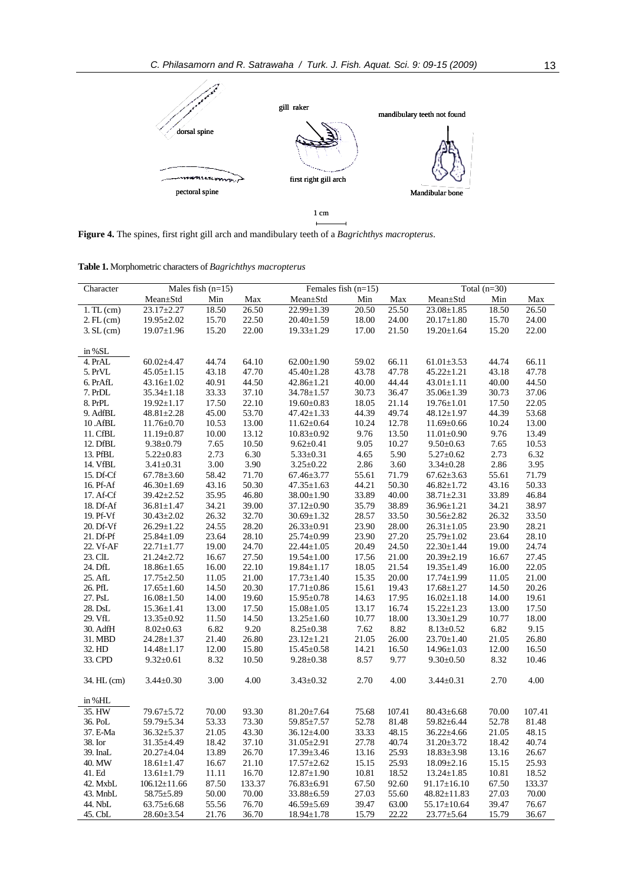dorsal spine

pectoral spine

gill raker

first right gill arch

mandibulary teeth not found

Mandibular bone

1 cm

**Figure 4.** The spines, first right gill arch and mandibulary teeth of a *Bagrichthys macropterus*.

**Table 1.** Morphometric characters of *Bagrichthys macropterus*

| Character | Males fish (n=15) | | | Females fish (n=15) | | | Total (n=30) | | |
|---|---|---|---|---|---|---|---|---|---|
| | Mean±Std | Min | Max | Mean±Std | Min | Max | Mean±Std | Min | Max |
| 1. TL (cm) | 23.17±2.27 | 18.50 | 26.50 | 22.99±1.39 | 20.50 | 25.50 | 23.08±1.85 | 18.50 | 26.50 |
| 2. FL (cm) | 19.95±2.02 | 15.70 | 22.50 | 20.40±1.59 | 18.00 | 24.00 | 20.17±1.80 | 15.70 | 24.00 |
| 3. SL (cm) | 19.07±1.96 | 15.20 | 22.00 | 19.33±1.29 | 17.00 | 21.50 | 19.20±1.64 | 15.20 | 22.00 |
| in %SL | | | | | | | | | |
| 4. PrAL | 60.02±4.47 | 44.74 | 64.10 | 62.00±1.90 | 59.02 | 66.11 | 61.01±3.53 | 44.74 | 66.11 |
| 5. PrVL | 45.05±1.15 | 43.18 | 47.70 | 45.40±1.28 | 43.78 | 47.78 | 45.22±1.21 | 43.18 | 47.78 |
| 6. PrAfL | 43.16±1.02 | 40.91 | 44.50 | 42.86±1.21 | 40.00 | 44.44 | 43.01±1.11 | 40.00 | 44.50 |
| 7. PrDL | 35.34±1.18 | 33.33 | 37.10 | 34.78±1.57 | 30.73 | 36.47 | 35.06±1.39 | 30.73 | 37.06 |
| 8. PrPL | 19.92±1.17 | 17.50 | 22.10 | 19.60±0.83 | 18.05 | 21.14 | 19.76±1.01 | 17.50 | 22.05 |
| 9. AdfBL | 48.81±2.28 | 45.00 | 53.70 | 47.42±1.33 | 44.39 | 49.74 | 48.12±1.97 | 44.39 | 53.68 |
| 10 .AfBL | 11.76±0.70 | 10.53 | 13.00 | 11.62±0.64 | 10.24 | 12.78 | 11.69±0.66 | 10.24 | 13.00 |
| 11. CfBL | 11.19±0.87 | 10.00 | 13.12 | 10.83±0.92 | 9.76 | 13.50 | 11.01±0.90 | 9.76 | 13.49 |
| 12. DfBL | 9.38±0.79 | 7.65 | 10.50 | 9.62±0.41 | 9.05 | 10.27 | 9.50±0.63 | 7.65 | 10.53 |
| 13. PfBL | 5.22±0.83 | 2.73 | 6.30 | 5.33±0.31 | 4.65 | 5.90 | 5.27±0.62 | 2.73 | 6.32 |
| 14. VfBL | 3.41±0.31 | 3.00 | 3.90 | 3.25±0.22 | 2.86 | 3.60 | 3.34±0.28 | 2.86 | 3.95 |
| 15. Df-Cf | 67.78±3.60 | 58.42 | 71.70 | 67.46±3.77 | 55.61 | 71.79 | 67.62±3.63 | 55.61 | 71.79 |
| 16. Pf-Af | 46.30±1.69 | 43.16 | 50.30 | 47.35±1.63 | 44.21 | 50.30 | 46.82±1.72 | 43.16 | 50.33 |
| 17. Af-Cf | 39.42±2.52 | 35.95 | 46.80 | 38.00±1.90 | 33.89 | 40.00 | 38.71±2.31 | 33.89 | 46.84 |
| 18. Df-Af | 36.81±1.47 | 34.21 | 39.00 | 37.12±0.90 | 35.79 | 38.89 | 36.96±1.21 | 34.21 | 38.97 |
| 19. Pf-Vf | 30.43±2.02 | 26.32 | 32.70 | 30.69±1.32 | 28.57 | 33.50 | 30.56±2.82 | 26.32 | 33.50 |
| 20. Df-Vf | 26.29±1.22 | 24.55 | 28.20 | 26.33±0.91 | 23.90 | 28.00 | 26.31±1.05 | 23.90 | 28.21 |
| 21. Df-Pf | 25.84±1.09 | 23.64 | 28.10 | 25.74±0.99 | 23.90 | 27.20 | 25.79±1.02 | 23.64 | 28.10 |
| 22. Vf-AF | 22.71±1.77 | 19.00 | 24.70 | 22.44±1.05 | 20.49 | 24.50 | 22.30±1.44 | 19.00 | 24.74 |
| 23. ClL | 21.24±2.72 | 16.67 | 27.50 | 19.54±1.00 | 17.56 | 21.00 | 20.39±2.19 | 16.67 | 27.45 |
| 24. DfL | 18.86±1.65 | 16.00 | 22.10 | 19.84±1.17 | 18.05 | 21.54 | 19.35±1.49 | 16.00 | 22.05 |
| 25. AfL | 17.75±2.50 | 11.05 | 21.00 | 17.73±1.40 | 15.35 | 20.00 | 17.74±1.99 | 11.05 | 21.00 |
| 26. PfL | 17.65±1.60 | 14.50 | 20.30 | 17.71±0.86 | 15.61 | 19.43 | 17.68±1.27 | 14.50 | 20.26 |
| 27. PsL | 16.08±1.50 | 14.00 | 19.60 | 15.95±0.78 | 14.63 | 17.95 | 16.02±1.18 | 14.00 | 19.61 |
| 28. DsL | 15.36±1.41 | 13.00 | 17.50 | 15.08±1.05 | 13.17 | 16.74 | 15.22±1.23 | 13.00 | 17.50 |
| 29. VfL | 13.35±0.92 | 11.50 | 14.50 | 13.25±1.60 | 10.77 | 18.00 | 13.30±1.29 | 10.77 | 18.00 |
| 30. AdfH | 8.02±0.63 | 6.82 | 9.20 | 8.25±0.38 | 7.62 | 8.82 | 8.13±0.52 | 6.82 | 9.15 |
| 31. MBD | 24.28±1.37 | 21.40 | 26.80 | 23.12±1.21 | 21.05 | 26.00 | 23.70±1.40 | 21.05 | 26.80 |
| 32. HD | 14.48±1.17 | 12.00 | 15.80 | 15.45±0.58 | 14.21 | 16.50 | 14.96±1.03 | 12.00 | 16.50 |
| 33. CPD | 9.32±0.61 | 8.32 | 10.50 | 9.28±0.38 | 8.57 | 9.77 | 9.30±0.50 | 8.32 | 10.46 |
| 34. HL (cm) | 3.44±0.30 | 3.00 | 4.00 | 3.43±0.32 | 2.70 | 4.00 | 3.44±0.31 | 2.70 | 4.00 |
| in %HL | | | | | | | | | |
| 35. HW | 79.67±5.72 | 70.00 | 93.30 | 81.20±7.64 | 75.68 | 107.41 | 80.43±6.68 | 70.00 | 107.41 |
| 36. PoL | 59.79±5.34 | 53.33 | 73.30 | 59.85±7.57 | 52.78 | 81.48 | 59.82±6.44 | 52.78 | 81.48 |
| 37. E-Ma | 36.32±5.37 | 21.05 | 43.30 | 36.12±4.00 | 33.33 | 48.15 | 36.22±4.66 | 21.05 | 48.15 |
| 38. Ior | 31.35±4.49 | 18.42 | 37.10 | 31.05±2.91 | 27.78 | 40.74 | 31.20±3.72 | 18.42 | 40.74 |
| 39. InaL | 20.27±4.04 | 13.89 | 26.70 | 17.39±3.46 | 13.16 | 25.93 | 18.83±3.98 | 13.16 | 26.67 |
| 40. MW | 18.61±1.47 | 16.67 | 21.10 | 17.57±2.62 | 15.15 | 25.93 | 18.09±2.16 | 15.15 | 25.93 |
| 41. Ed | 13.61±1.79 | 11.11 | 16.70 | 12.87±1.90 | 10.81 | 18.52 | 13.24±1.85 | 10.81 | 18.52 |
| 42. MxbL | 106.12±11.66 | 87.50 | 133.37 | 76.83±6.91 | 67.50 | 92.60 | 91.17±16.10 | 67.50 | 133.37 |
| 43. MnbL | 58.75±5.89 | 50.00 | 70.00 | 33.88±6.59 | 27.03 | 55.60 | 48.82±11.83 | 27.03 | 70.00 |
| 44. NbL | 63.75±6.68 | 55.56 | 76.70 | 46.59±5.69 | 39.47 | 63.00 | 55.17±10.64 | 39.47 | 76.67 |
| 45. CbL | 28.60±3.54 | 21.76 | 36.70 | 18.94±1.78 | 15.79 | 22.22 | 23.77±5.64 | 15.79 | 36.67 |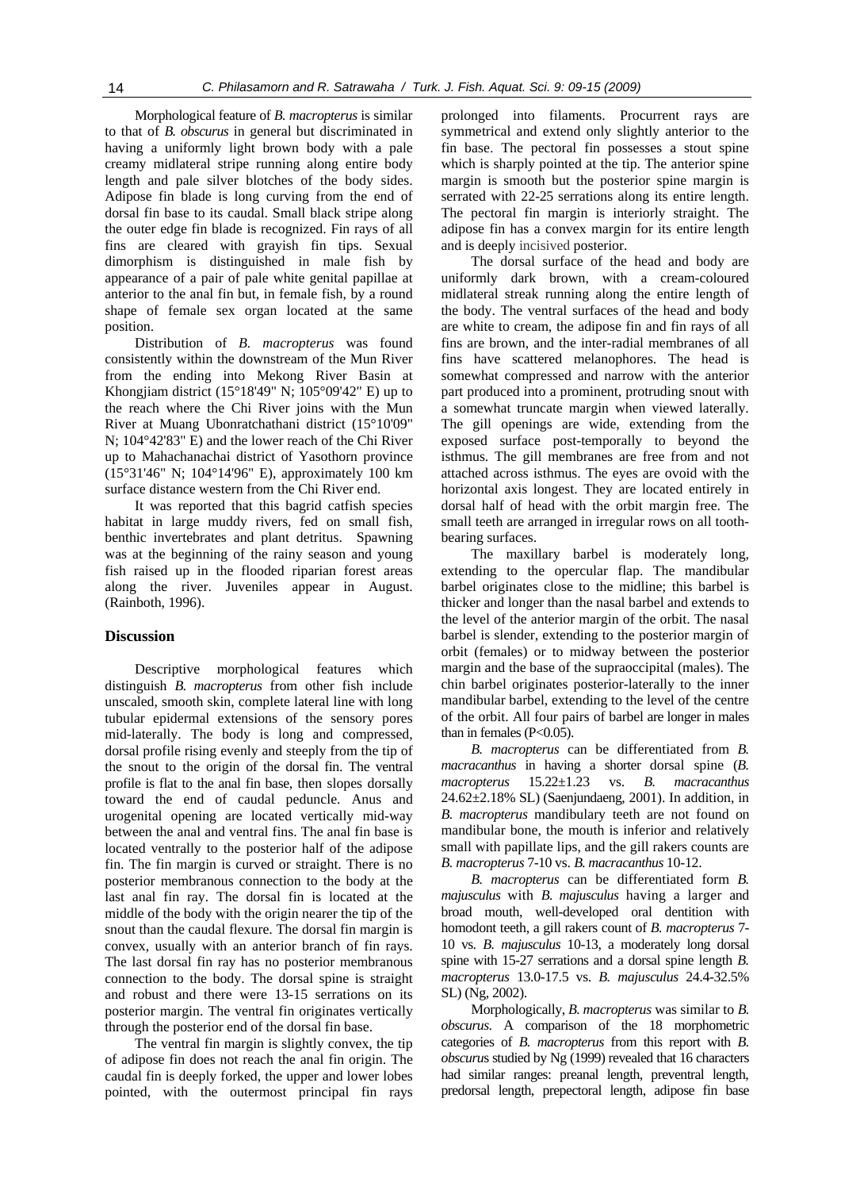Morphological feature of *B. macropterus* is similar to that of *B. obscurus* in general but discriminated in having a uniformly light brown body with a pale creamy midlateral stripe running along entire body length and pale silver blotches of the body sides. Adipose fin blade is long curving from the end of dorsal fin base to its caudal. Small black stripe along the outer edge fin blade is recognized. Fin rays of all fins are cleared with grayish fin tips. Sexual dimorphism is distinguished in male fish by appearance of a pair of pale white genital papillae at anterior to the anal fin but, in female fish, by a round shape of female sex organ located at the same position.

Distribution of *B. macropterus* was found consistently within the downstream of the Mun River from the ending into Mekong River Basin at Khongjiam district (15°18'49" N; 105°09'42" E) up to the reach where the Chi River joins with the Mun River at Muang Ubonratchathani district (15°10'09" N; 104°42'83" E) and the lower reach of the Chi River up to Mahachanachai district of Yasothorn province (15°31'46" N; 104°14'96" E), approximately 100 km surface distance western from the Chi River end.

It was reported that this bagrid catfish species habitat in large muddy rivers, fed on small fish, benthic invertebrates and plant detritus. Spawning was at the beginning of the rainy season and young fish raised up in the flooded riparian forest areas along the river. Juveniles appear in August. (Rainboth, 1996).

## Discussion

Descriptive morphological features which distinguish *B. macropterus* from other fish include unscaled, smooth skin, complete lateral line with long tubular epidermal extensions of the sensory pores mid-laterally. The body is long and compressed, dorsal profile rising evenly and steeply from the tip of the snout to the origin of the dorsal fin. The ventral profile is flat to the anal fin base, then slopes dorsally toward the end of caudal peduncle. Anus and urogenital opening are located vertically mid-way between the anal and ventral fins. The anal fin base is located ventrally to the posterior half of the adipose fin. The fin margin is curved or straight. There is no posterior membranous connection to the body at the last anal fin ray. The dorsal fin is located at the middle of the body with the origin nearer the tip of the snout than the caudal flexure. The dorsal fin margin is convex, usually with an anterior branch of fin rays. The last dorsal fin ray has no posterior membranous connection to the body. The dorsal spine is straight and robust and there were 13-15 serrations on its posterior margin. The ventral fin originates vertically through the posterior end of the dorsal fin base.

The ventral fin margin is slightly convex, the tip of adipose fin does not reach the anal fin origin. The caudal fin is deeply forked, the upper and lower lobes pointed, with the outermost principal fin rays prolonged into filaments. Procurrent rays are symmetrical and extend only slightly anterior to the fin base. The pectoral fin possesses a stout spine which is sharply pointed at the tip. The anterior spine margin is smooth but the posterior spine margin is serrated with 22-25 serrations along its entire length. The pectoral fin margin is interiorly straight. The adipose fin has a convex margin for its entire length and is deeply incisived posterior.

The dorsal surface of the head and body are uniformly dark brown, with a cream-coloured midlateral streak running along the entire length of the body. The ventral surfaces of the head and body are white to cream, the adipose fin and fin rays of all fins are brown, and the inter-radial membranes of all fins have scattered melanophores. The head is somewhat compressed and narrow with the anterior part produced into a prominent, protruding snout with a somewhat truncate margin when viewed laterally. The gill openings are wide, extending from the exposed surface post-temporally to beyond the isthmus. The gill membranes are free from and not attached across isthmus. The eyes are ovoid with the horizontal axis longest. They are located entirely in dorsal half of head with the orbit margin free. The small teeth are arranged in irregular rows on all tooth-bearing surfaces.

The maxillary barbel is moderately long, extending to the opercular flap. The mandibular barbel originates close to the midline; this barbel is thicker and longer than the nasal barbel and extends to the level of the anterior margin of the orbit. The nasal barbel is slender, extending to the posterior margin of orbit (females) or to midway between the posterior margin and the base of the supraoccipital (males). The chin barbel originates posterior-laterally to the inner mandibular barbel, extending to the level of the centre of the orbit. All four pairs of barbel are longer in males than in females ($P<0.05$).

*B. macropterus* can be differentiated from *B. macracanthus* in having a shorter dorsal spine (*B. macropterus* 15.22±1.23 vs. *B. macracanthus* 24.62±2.18% SL) (Saenjundaeng, 2001). In addition, in *B. macropterus* mandibulary teeth are not found on mandibular bone, the mouth is inferior and relatively small with papillate lips, and the gill rakers counts are *B. macropterus* 7-10 vs. *B. macracanthus* 10-12.

*B. macropterus* can be differentiated form *B. majusculus* with *B. majusculus* having a larger and broad mouth, well-developed oral dentition with homodont teeth, a gill rakers count of *B. macropterus* 7-10 vs. *B. majusculus* 10-13, a moderately long dorsal spine with 15-27 serrations and a dorsal spine length *B. macropterus* 13.0-17.5 vs. *B. majusculus* 24.4-32.5% SL) (Ng, 2002).

Morphologically, *B. macropterus* was similar to *B. obscurus*. A comparison of the 18 morphometric categories of *B. macropterus* from this report with *B. obscurus* studied by Ng (1999) revealed that 16 characters had similar ranges: preanal length, preventral length, predorsal length, prepectoral length, adipose fin base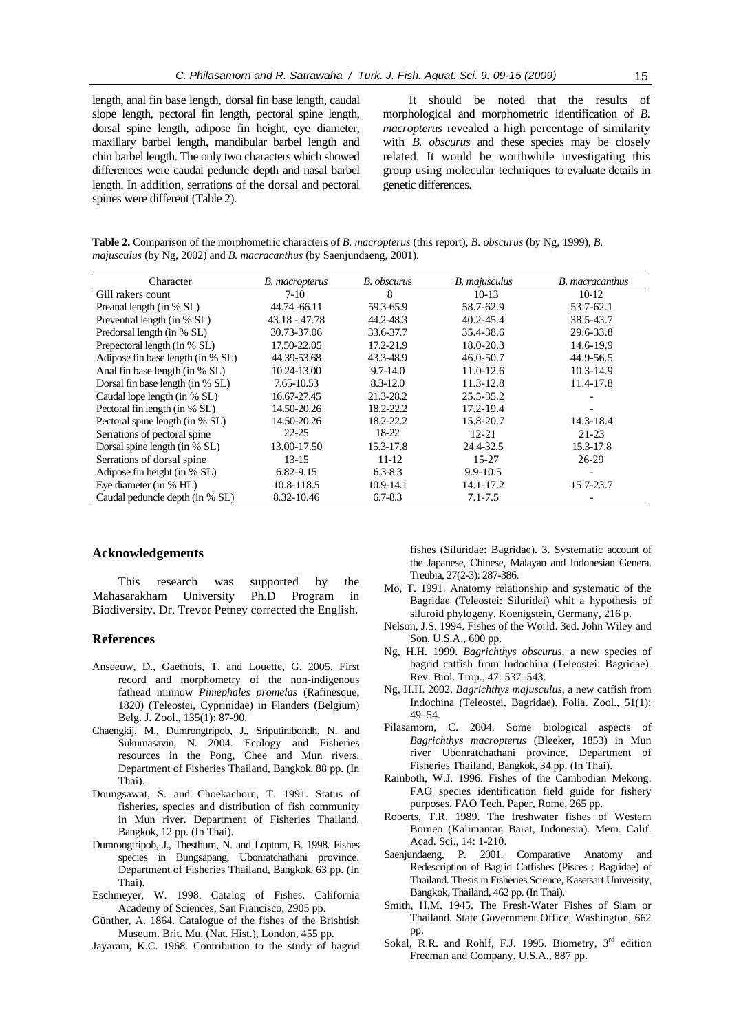length, anal fin base length, dorsal fin base length, caudal slope length, pectoral fin length, pectoral spine length, dorsal spine length, adipose fin height, eye diameter, maxillary barbel length, mandibular barbel length and chin barbel length. The only two characters which showed differences were caudal peduncle depth and nasal barbel length. In addition, serrations of the dorsal and pectoral spines were different (Table 2).

It should be noted that the results of morphological and morphometric identification of *B. macropterus* revealed a high percentage of similarity with *B. obscurus* and these species may be closely related. It would be worthwhile investigating this group using molecular techniques to evaluate details in genetic differences.

**Table 2.** Comparison of the morphometric characters of *B. macropterus* (this report), *B. obscurus* (by Ng, 1999), *B. majusculus* (by Ng, 2002) and *B. macracanthus* (by Saenjundaeng, 2001).

| Character | *B. macropterus* | *B. obscurus* | *B. majusculus* | *B. macracanthus* |
|---|---|---|---|---|
| Gill rakers count | 7-10 | 8 | 10-13 | 10-12 |
| Preanal length (in % SL) | 44.74 -66.11 | 59.3-65.9 | 58.7-62.9 | 53.7-62.1 |
| Preventral length (in % SL) | 43.18 - 47.78 | 44.2-48.3 | 40.2-45.4 | 38.5-43.7 |
| Predorsal length (in % SL) | 30.73-37.06 | 33.6-37.7 | 35.4-38.6 | 29.6-33.8 |
| Prepectoral length (in % SL) | 17.50-22.05 | 17.2-21.9 | 18.0-20.3 | 14.6-19.9 |
| Adipose fin base length (in % SL) | 44.39-53.68 | 43.3-48.9 | 46.0-50.7 | 44.9-56.5 |
| Anal fin base length (in % SL) | 10.24-13.00 | 9.7-14.0 | 11.0-12.6 | 10.3-14.9 |
| Dorsal fin base length (in % SL) | 7.65-10.53 | 8.3-12.0 | 11.3-12.8 | 11.4-17.8 |
| Caudal lope length (in % SL) | 16.67-27.45 | 21.3-28.2 | 25.5-35.2 | - |
| Pectoral fin length (in % SL) | 14.50-20.26 | 18.2-22.2 | 17.2-19.4 | - |
| Pectoral spine length (in % SL) | 14.50-20.26 | 18.2-22.2 | 15.8-20.7 | 14.3-18.4 |
| Serrations of pectoral spine | 22-25 | 18-22 | 12-21 | 21-23 |
| Dorsal spine length (in % SL) | 13.00-17.50 | 15.3-17.8 | 24.4-32.5 | 15.3-17.8 |
| Serrations of dorsal spine | 13-15 | 11-12 | 15-27 | 26-29 |
| Adipose fin height (in % SL) | 6.82-9.15 | 6.3-8.3 | 9.9-10.5 | - |
| Eye diameter (in % HL) | 10.8-118.5 | 10.9-14.1 | 14.1-17.2 | 15.7-23.7 |
| Caudal peduncle depth (in % SL) | 8.32-10.46 | 6.7-8.3 | 7.1-7.5 | - |

## Acknowledgements

This research was supported by the Mahasarakham University Ph.D Program in Biodiversity. Dr. Trevor Petney corrected the English.

## References

Anseeuw, D., Gaethofs, T. and Louette, G. 2005. First record and morphometry of the non-indigenous fathead minnow *Pimephales promelas* (Rafinesque, 1820) (Teleostei, Cyprinidae) in Flanders (Belgium) Belg. J. Zool., 135(1): 87-90.

Chaengkij, M., Dumrongtripob, J., Sriputinibondh, N. and Sukumasavin, N. 2004. Ecology and Fisheries resources in the Pong, Chee and Mun rivers. Department of Fisheries Thailand, Bangkok, 88 pp. (In Thai).

Doungsawat, S. and Choekachorn, T. 1991. Status of fisheries, species and distribution of fish community in Mun river. Department of Fisheries Thailand. Bangkok, 12 pp. (In Thai).

Dumrongtripob, J., Thesthum, N. and Loptom, B. 1998. Fishes species in Bungsapang, Ubonratchathani province. Department of Fisheries Thailand, Bangkok, 63 pp. (In Thai).

Eschmeyer, W. 1998. Catalog of Fishes. California Academy of Sciences, San Francisco, 2905 pp.

Günther, A. 1864. Catalogue of the fishes of the Brishtish Museum. Brit. Mu. (Nat. Hist.), London, 455 pp.

Jayaram, K.C. 1968. Contribution to the study of bagrid fishes (Siluridae: Bagridae). 3. Systematic account of the Japanese, Chinese, Malayan and Indonesian Genera. Treubia, 27(2-3): 287-386.

Mo, T. 1991. Anatomy relationship and systematic of the Bagridae (Teleostei: Siluridei) whit a hypothesis of siluroid phylogeny. Koenigstein, Germany, 216 p.

Nelson, J.S. 1994. Fishes of the World. 3ed. John Wiley and Son, U.S.A., 600 pp.

Ng, H.H. 1999. *Bagrichthys obscurus*, a new species of bagrid catfish from Indochina (Teleostei: Bagridae). Rev. Biol. Trop., 47: 537–543.

Ng, H.H. 2002. *Bagrichthys majusculus*, a new catfish from Indochina (Teleostei, Bagridae). Folia. Zool., 51(1): 49–54.

Pilasamorn, C. 2004. Some biological aspects of *Bagrichthys macropterus* (Bleeker, 1853) in Mun river Ubonratchathani province, Department of Fisheries Thailand, Bangkok, 34 pp. (In Thai).

Rainboth, W.J. 1996. Fishes of the Cambodian Mekong. FAO species identification field guide for fishery purposes. FAO Tech. Paper, Rome, 265 pp.

Roberts, T.R. 1989. The freshwater fishes of Western Borneo (Kalimantan Barat, Indonesia). Mem. Calif. Acad. Sci., 14: 1-210.

Saenjundaeng, P. 2001. Comparative Anatomy and Redescription of Bagrid Catfishes (Pisces : Bagridae) of Thailand. Thesis in Fisheries Science, Kasetsart University, Bangkok, Thailand, 462 pp. (In Thai).

Smith, H.M. 1945. The Fresh-Water Fishes of Siam or Thailand. State Government Office, Washington, 662 pp.

Sokal, R.R. and Rohlf, F.J. 1995. Biometry, 3rd edition Freeman and Company, U.S.A., 887 pp.